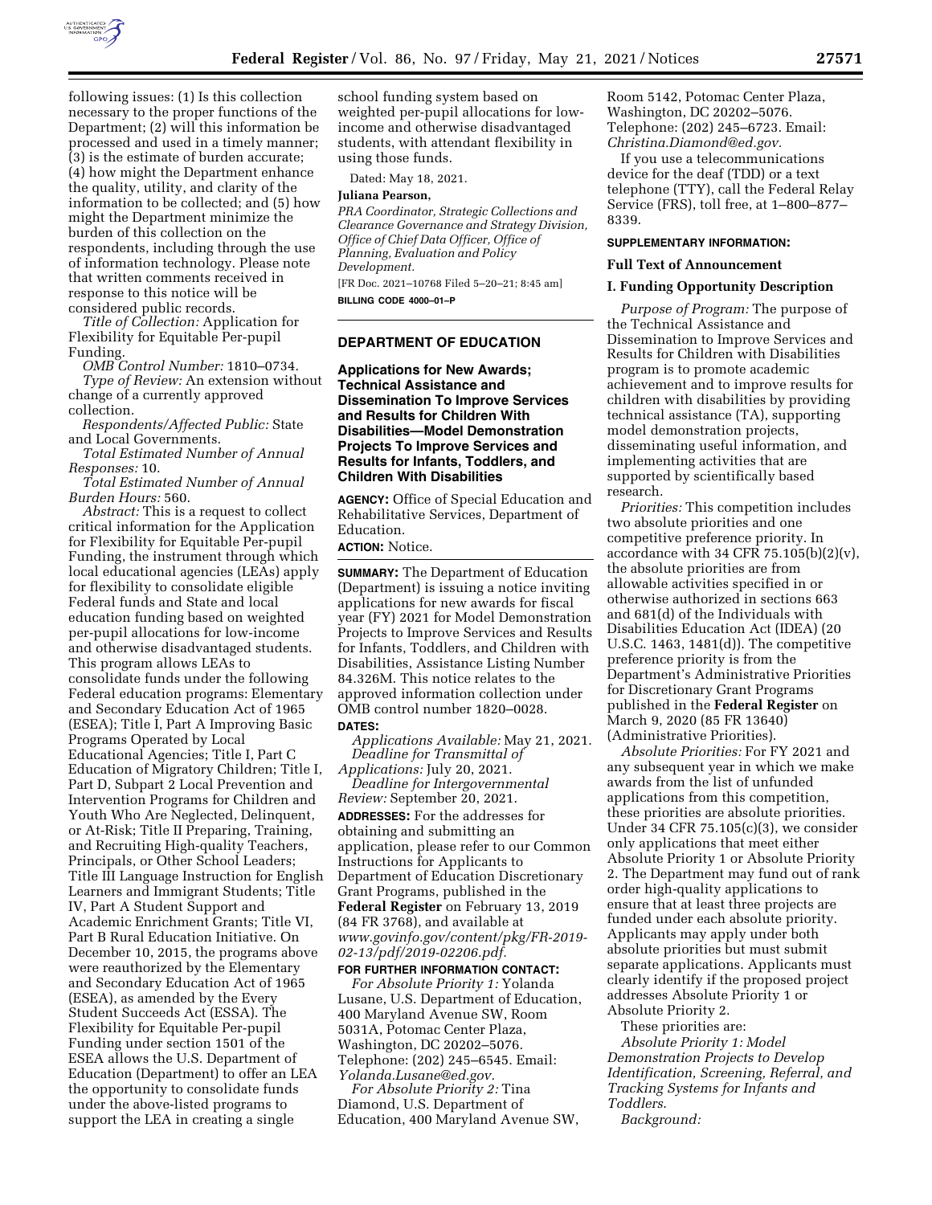following issues: (1) Is this collection necessary to the proper functions of the Department; (2) will this information be processed and used in a timely manner; (3) is the estimate of burden accurate; (4) how might the Department enhance the quality, utility, and clarity of the information to be collected; and (5) how might the Department minimize the burden of this collection on the respondents, including through the use of information technology. Please note that written comments received in response to this notice will be considered public records.

*Title of Collection:* Application for Flexibility for Equitable Per-pupil Funding.

*OMB Control Number:* 1810–0734.

*Type of Review:* An extension without change of a currently approved collection.

*Respondents/Affected Public:* State and Local Governments.

*Total Estimated Number of Annual Responses:* 10.

*Total Estimated Number of Annual Burden Hours:* 560.

*Abstract:* This is a request to collect critical information for the Application for Flexibility for Equitable Per-pupil Funding, the instrument through which local educational agencies (LEAs) apply for flexibility to consolidate eligible Federal funds and State and local education funding based on weighted per-pupil allocations for low-income and otherwise disadvantaged students. This program allows LEAs to consolidate funds under the following Federal education programs: Elementary and Secondary Education Act of 1965 (ESEA); Title I, Part A Improving Basic Programs Operated by Local Educational Agencies; Title I, Part C Education of Migratory Children; Title I, Part D, Subpart 2 Local Prevention and Intervention Programs for Children and Youth Who Are Neglected, Delinquent, or At-Risk; Title II Preparing, Training, and Recruiting High-quality Teachers, Principals, or Other School Leaders; Title III Language Instruction for English Learners and Immigrant Students; Title IV, Part A Student Support and Academic Enrichment Grants; Title VI, Part B Rural Education Initiative. On December 10, 2015, the programs above were reauthorized by the Elementary and Secondary Education Act of 1965 (ESEA), as amended by the Every Student Succeeds Act (ESSA). The Flexibility for Equitable Per-pupil Funding under section 1501 of the ESEA allows the U.S. Department of Education (Department) to offer an LEA the opportunity to consolidate funds under the above-listed programs to support the LEA in creating a single school funding system based on weighted per-pupil allocations for low-income and otherwise disadvantaged students, with attendant flexibility in using those funds.

Dated: May 18, 2021.

**Juliana Pearson,**

*PRA Coordinator, Strategic Collections and Clearance Governance and Strategy Division, Office of Chief Data Officer, Office of Planning, Evaluation and Policy Development.*

[FR Doc. 2021–10768 Filed 5–20–21; 8:45 am]

**BILLING CODE 4000–01–P**

---

## DEPARTMENT OF EDUCATION

### Applications for New Awards; Technical Assistance and Dissemination To Improve Services and Results for Children With Disabilities—Model Demonstration Projects To Improve Services and Results for Infants, Toddlers, and Children With Disabilities

**AGENCY:** Office of Special Education and Rehabilitative Services, Department of Education.

**ACTION:** Notice.

**SUMMARY:** The Department of Education (Department) is issuing a notice inviting applications for new awards for fiscal year (FY) 2021 for Model Demonstration Projects to Improve Services and Results for Infants, Toddlers, and Children with Disabilities, Assistance Listing Number 84.326M. This notice relates to the approved information collection under OMB control number 1820–0028.

**DATES:**

*Applications Available:* May 21, 2021.

*Deadline for Transmittal of Applications:* July 20, 2021.

*Deadline for Intergovernmental Review:* September 20, 2021.

**ADDRESSES:** For the addresses for obtaining and submitting an application, please refer to our Common Instructions for Applicants to Department of Education Discretionary Grant Programs, published in the **Federal Register** on February 13, 2019 (84 FR 3768), and available at *www.govinfo.gov/content/pkg/FR-2019-02-13/pdf/2019-02206.pdf*.

**FOR FURTHER INFORMATION CONTACT:**

*For Absolute Priority 1:* Yolanda Lusane, U.S. Department of Education, 400 Maryland Avenue SW, Room 5031A, Potomac Center Plaza, Washington, DC 20202–5076. Telephone: (202) 245–6545. Email: *Yolanda.Lusane@ed.gov*.

*For Absolute Priority 2:* Tina Diamond, U.S. Department of Education, 400 Maryland Avenue SW, Room 5142, Potomac Center Plaza, Washington, DC 20202–5076. Telephone: (202) 245–6723. Email: *Christina.Diamond@ed.gov*.

If you use a telecommunications device for the deaf (TDD) or a text telephone (TTY), call the Federal Relay Service (FRS), toll free, at 1–800–877–8339.

**SUPPLEMENTARY INFORMATION:**

**Full Text of Announcement**

**I. Funding Opportunity Description**

*Purpose of Program:* The purpose of the Technical Assistance and Dissemination to Improve Services and Results for Children with Disabilities program is to promote academic achievement and to improve results for children with disabilities by providing technical assistance (TA), supporting model demonstration projects, disseminating useful information, and implementing activities that are supported by scientifically based research.

*Priorities:* This competition includes two absolute priorities and one competitive preference priority. In accordance with 34 CFR 75.105(b)(2)(v), the absolute priorities are from allowable activities specified in or otherwise authorized in sections 663 and 681(d) of the Individuals with Disabilities Education Act (IDEA) (20 U.S.C. 1463, 1481(d)). The competitive preference priority is from the Department's Administrative Priorities for Discretionary Grant Programs published in the **Federal Register** on March 9, 2020 (85 FR 13640) (Administrative Priorities).

*Absolute Priorities:* For FY 2021 and any subsequent year in which we make awards from the list of unfunded applications from this competition, these priorities are absolute priorities. Under 34 CFR 75.105(c)(3), we consider only applications that meet either Absolute Priority 1 or Absolute Priority 2. The Department may fund out of rank order high-quality applications to ensure that at least three projects are funded under each absolute priority. Applicants may apply under both absolute priorities but must submit separate applications. Applicants must clearly identify if the proposed project addresses Absolute Priority 1 or Absolute Priority 2.

These priorities are:

*Absolute Priority 1: Model Demonstration Projects to Develop Identification, Screening, Referral, and Tracking Systems for Infants and Toddlers.*

*Background:*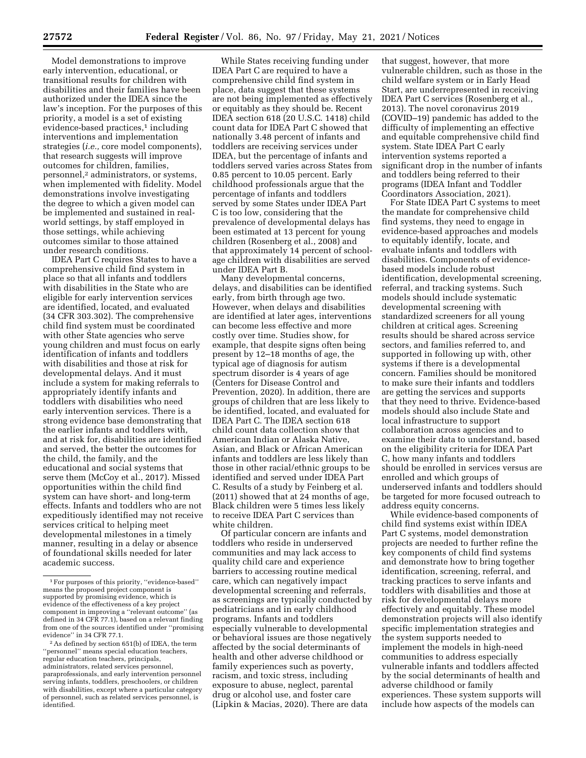Model demonstrations to improve early intervention, educational, or transitional results for children with disabilities and their families have been authorized under the IDEA since the law's inception. For the purposes of this priority, a model is a set of existing evidence-based practices,[1] including interventions and implementation strategies (*i.e.,* core model components), that research suggests will improve outcomes for children, families, personnel,[2] administrators, or systems, when implemented with fidelity. Model demonstrations involve investigating the degree to which a given model can be implemented and sustained in real-world settings, by staff employed in those settings, while achieving outcomes similar to those attained under research conditions.

IDEA Part C requires States to have a comprehensive child find system in place so that all infants and toddlers with disabilities in the State who are eligible for early intervention services are identified, located, and evaluated (34 CFR 303.302). The comprehensive child find system must be coordinated with other State agencies who serve young children and must focus on early identification of infants and toddlers with disabilities and those at risk for developmental delays. And it must include a system for making referrals to appropriately identify infants and toddlers with disabilities who need early intervention services. There is a strong evidence base demonstrating that the earlier infants and toddlers with, and at risk for, disabilities are identified and served, the better the outcomes for the child, the family, and the educational and social systems that serve them (McCoy et al., 2017). Missed opportunities within the child find system can have short- and long-term effects. Infants and toddlers who are not expeditiously identified may not receive services critical to helping meet developmental milestones in a timely manner, resulting in a delay or absence of foundational skills needed for later academic success.

While States receiving funding under IDEA Part C are required to have a comprehensive child find system in place, data suggest that these systems are not being implemented as effectively or equitably as they should be. Recent IDEA section 618 (20 U.S.C. 1418) child count data for IDEA Part C showed that nationally 3.48 percent of infants and toddlers are receiving services under IDEA, but the percentage of infants and toddlers served varies across States from 0.85 percent to 10.05 percent. Early childhood professionals argue that the percentage of infants and toddlers served by some States under IDEA Part C is too low, considering that the prevalence of developmental delays has been estimated at 13 percent for young children (Rosenberg et al., 2008) and that approximately 14 percent of school-age children with disabilities are served under IDEA Part B.

Many developmental concerns, delays, and disabilities can be identified early, from birth through age two. However, when delays and disabilities are identified at later ages, interventions can become less effective and more costly over time. Studies show, for example, that despite signs often being present by 12–18 months of age, the typical age of diagnosis for autism spectrum disorder is 4 years of age (Centers for Disease Control and Prevention, 2020). In addition, there are groups of children that are less likely to be identified, located, and evaluated for IDEA Part C. The IDEA section 618 child count data collection show that American Indian or Alaska Native, Asian, and Black or African American infants and toddlers are less likely than those in other racial/ethnic groups to be identified and served under IDEA Part C. Results of a study by Feinberg et al. (2011) showed that at 24 months of age, Black children were 5 times less likely to receive IDEA Part C services than white children.

Of particular concern are infants and toddlers who reside in underserved communities and may lack access to quality child care and experience barriers to accessing routine medical care, which can negatively impact developmental screening and referrals, as screenings are typically conducted by pediatricians and in early childhood programs. Infants and toddlers especially vulnerable to developmental or behavioral issues are those negatively affected by the social determinants of health and other adverse childhood or family experiences such as poverty, racism, and toxic stress, including exposure to abuse, neglect, parental drug or alcohol use, and foster care (Lipkin & Macias, 2020). There are data that suggest, however, that more vulnerable children, such as those in the child welfare system or in Early Head Start, are underrepresented in receiving IDEA Part C services (Rosenberg et al., 2013). The novel coronavirus 2019 (COVID–19) pandemic has added to the difficulty of implementing an effective and equitable comprehensive child find system. State IDEA Part C early intervention systems reported a significant drop in the number of infants and toddlers being referred to their programs (IDEA Infant and Toddler Coordinators Association, 2021).

For State IDEA Part C systems to meet the mandate for comprehensive child find systems, they need to engage in evidence-based approaches and models to equitably identify, locate, and evaluate infants and toddlers with disabilities. Components of evidence-based models include robust identification, developmental screening, referral, and tracking systems. Such models should include systematic developmental screening with standardized screeners for all young children at critical ages. Screening results should be shared across service sectors, and families referred to, and supported in following up with, other systems if there is a developmental concern. Families should be monitored to make sure their infants and toddlers are getting the services and supports that they need to thrive. Evidence-based models should also include State and local infrastructure to support collaboration across agencies and to examine their data to understand, based on the eligibility criteria for IDEA Part C, how many infants and toddlers should be enrolled in services versus are enrolled and which groups of underserved infants and toddlers should be targeted for more focused outreach to address equity concerns.

While evidence-based components of child find systems exist within IDEA Part C systems, model demonstration projects are needed to further refine the key components of child find systems and demonstrate how to bring together identification, screening, referral, and tracking practices to serve infants and toddlers with disabilities and those at risk for developmental delays more effectively and equitably. These model demonstration projects will also identify specific implementation strategies and the system supports needed to implement the models in high-need communities to address especially vulnerable infants and toddlers affected by the social determinants of health and adverse childhood or family experiences. These system supports will include how aspects of the models can

---

[1] For purposes of this priority, "evidence-based" means the proposed project component is supported by promising evidence, which is evidence of the effectiveness of a key project component in improving a "relevant outcome" (as defined in 34 CFR 77.1), based on a relevant finding from one of the sources identified under "promising evidence" in 34 CFR 77.1.

[2] As defined by section 651(b) of IDEA, the term "personnel" means special education teachers, regular education teachers, principals, administrators, related services personnel, paraprofessionals, and early intervention personnel serving infants, toddlers, preschoolers, or children with disabilities, except where a particular category of personnel, such as related services personnel, is identified.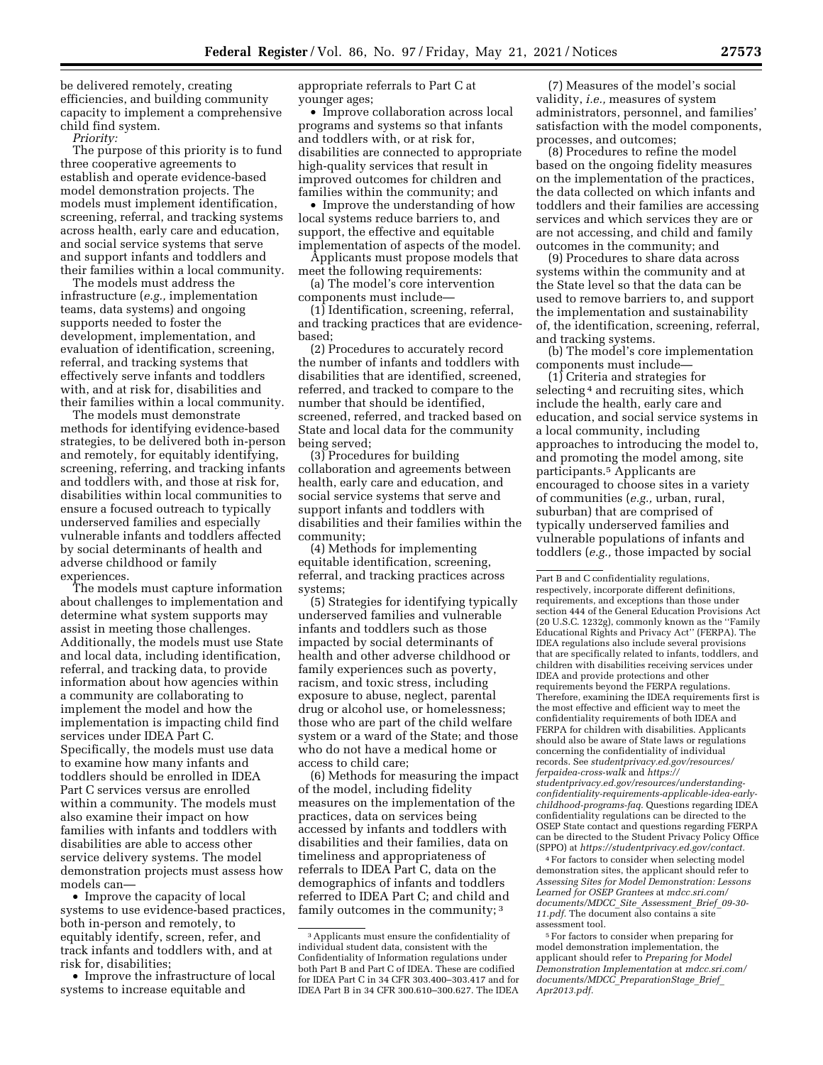be delivered remotely, creating efficiencies, and building community capacity to implement a comprehensive child find system.

*Priority:*

The purpose of this priority is to fund three cooperative agreements to establish and operate evidence-based model demonstration projects. The models must implement identification, screening, referral, and tracking systems across health, early care and education, and social service systems that serve and support infants and toddlers and their families within a local community.

The models must address the infrastructure (*e.g.,* implementation teams, data systems) and ongoing supports needed to foster the development, implementation, and evaluation of identification, screening, referral, and tracking systems that effectively serve infants and toddlers with, and at risk for, disabilities and their families within a local community.

The models must demonstrate methods for identifying evidence-based strategies, to be delivered both in-person and remotely, for equitably identifying, screening, referring, and tracking infants and toddlers with, and those at risk for, disabilities within local communities to ensure a focused outreach to typically underserved families and especially vulnerable infants and toddlers affected by social determinants of health and adverse childhood or family experiences.

The models must capture information about challenges to implementation and determine what system supports may assist in meeting those challenges. Additionally, the models must use State and local data, including identification, referral, and tracking data, to provide information about how agencies within a community are collaborating to implement the model and how the implementation is impacting child find services under IDEA Part C. Specifically, the models must use data to examine how many infants and toddlers should be enrolled in IDEA Part C services versus are enrolled within a community. The models must also examine their impact on how families with infants and toddlers with disabilities are able to access other service delivery systems. The model demonstration projects must assess how models can—

- Improve the capacity of local systems to use evidence-based practices, both in-person and remotely, to equitably identify, screen, refer, and track infants and toddlers with, and at risk for, disabilities;
- Improve the infrastructure of local systems to increase equitable and appropriate referrals to Part C at younger ages;
- Improve collaboration across local programs and systems so that infants and toddlers with, or at risk for, disabilities are connected to appropriate high-quality services that result in improved outcomes for children and families within the community; and
- Improve the understanding of how local systems reduce barriers to, and support, the effective and equitable implementation of aspects of the model.

Applicants must propose models that meet the following requirements:

(a) The model's core intervention components must include—

(1) Identification, screening, referral, and tracking practices that are evidence-based;

(2) Procedures to accurately record the number of infants and toddlers with disabilities that are identified, screened, referred, and tracked to compare to the number that should be identified, screened, referred, and tracked based on State and local data for the community being served;

(3) Procedures for building collaboration and agreements between health, early care and education, and social service systems that serve and support infants and toddlers with disabilities and their families within the community;

(4) Methods for implementing equitable identification, screening, referral, and tracking practices across systems;

(5) Strategies for identifying typically underserved families and vulnerable infants and toddlers such as those impacted by social determinants of health and other adverse childhood or family experiences such as poverty, racism, and toxic stress, including exposure to abuse, neglect, parental drug or alcohol use, or homelessness; those who are part of the child welfare system or a ward of the State; and those who do not have a medical home or access to child care;

(6) Methods for measuring the impact of the model, including fidelity measures on the implementation of the practices, data on services being accessed by infants and toddlers with disabilities and their families, data on timeliness and appropriateness of referrals to IDEA Part C, data on the demographics of infants and toddlers referred to IDEA Part C; and child and family outcomes in the community;[3]

(7) Measures of the model's social validity, *i.e.,* measures of system administrators, personnel, and families' satisfaction with the model components, processes, and outcomes;

(8) Procedures to refine the model based on the ongoing fidelity measures on the implementation of the practices, the data collected on which infants and toddlers and their families are accessing services and which services they are or are not accessing, and child and family outcomes in the community; and

(9) Procedures to share data across systems within the community and at the State level so that the data can be used to remove barriers to, and support the implementation and sustainability of, the identification, screening, referral, and tracking systems.

(b) The model's core implementation components must include—

(1) Criteria and strategies for selecting[4] and recruiting sites, which include the health, early care and education, and social service systems in a local community, including approaches to introducing the model to, and promoting the model among, site participants.[5] Applicants are encouraged to choose sites in a variety of communities (*e.g.,* urban, rural, suburban) that are comprised of typically underserved families and vulnerable populations of infants and toddlers (*e.g.,* those impacted by social

---

[3] Applicants must ensure the confidentiality of individual student data, consistent with the Confidentiality of Information regulations under both Part B and Part C of IDEA. These are codified for IDEA Part C in 34 CFR 303.400–303.417 and for IDEA Part B in 34 CFR 300.610–300.627. The IDEA Part B and C confidentiality regulations, respectively, incorporate different definitions, requirements, and exceptions than those under section 444 of the General Education Provisions Act (20 U.S.C. 1232g), commonly known as the "Family Educational Rights and Privacy Act" (FERPA). The IDEA regulations also include several provisions that are specifically related to infants, toddlers, and children with disabilities receiving services under IDEA and provide protections and other requirements beyond the FERPA regulations. Therefore, examining the IDEA requirements first is the most effective and efficient way to meet the confidentiality requirements of both IDEA and FERPA for children with disabilities. Applicants should also be aware of State laws or regulations concerning the confidentiality of individual records. See *studentprivacy.ed.gov/resources/ferpaidea-cross-walk* and *https://studentprivacy.ed.gov/resources/understanding-confidentiality-requirements-applicable-idea-early-childhood-programs-faq.* Questions regarding IDEA confidentiality regulations can be directed to the OSEP State contact and questions regarding FERPA can be directed to the Student Privacy Policy Office (SPPO) at *https://studentprivacy.ed.gov/contact.*

[4] For factors to consider when selecting model demonstration sites, the applicant should refer to *Assessing Sites for Model Demonstration: Lessons Learned for OSEP Grantees* at *mdcc.sri.com/documents/MDCC_Site_Assessment_Brief_09-30-11.pdf.* The document also contains a site assessment tool.

[5] For factors to consider when preparing for model demonstration implementation, the applicant should refer to *Preparing for Model Demonstration Implementation* at *mdcc.sri.com/documents/MDCC_PreparationStage_Brief_Apr2013.pdf.*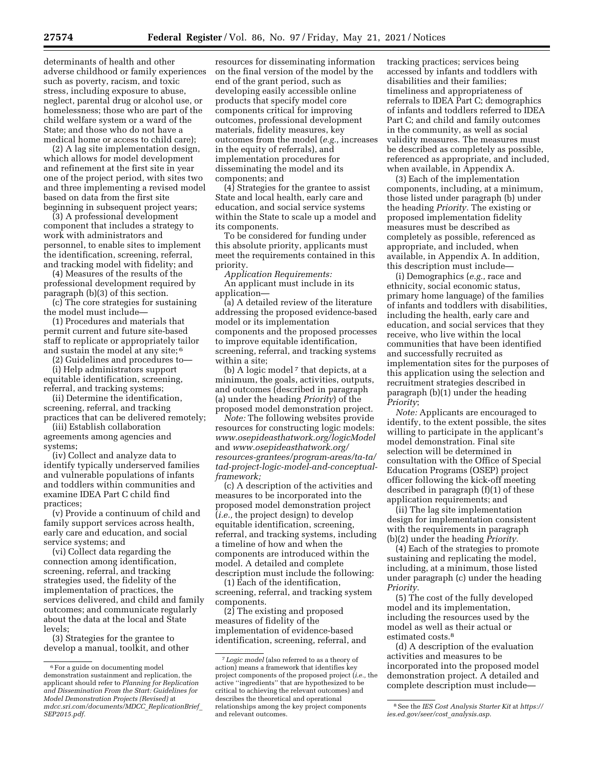determinants of health and other adverse childhood or family experiences such as poverty, racism, and toxic stress, including exposure to abuse, neglect, parental drug or alcohol use, or homelessness; those who are part of the child welfare system or a ward of the State; and those who do not have a medical home or access to child care);

(2) A lag site implementation design, which allows for model development and refinement at the first site in year one of the project period, with sites two and three implementing a revised model based on data from the first site beginning in subsequent project years;

(3) A professional development component that includes a strategy to work with administrators and personnel, to enable sites to implement the identification, screening, referral, and tracking model with fidelity; and

(4) Measures of the results of the professional development required by paragraph (b)(3) of this section.

(c) The core strategies for sustaining the model must include—

(1) Procedures and materials that permit current and future site-based staff to replicate or appropriately tailor and sustain the model at any site;[6]

(2) Guidelines and procedures to—

(i) Help administrators support equitable identification, screening, referral, and tracking systems;

(ii) Determine the identification, screening, referral, and tracking practices that can be delivered remotely;

(iii) Establish collaboration agreements among agencies and systems;

(iv) Collect and analyze data to identify typically underserved families and vulnerable populations of infants and toddlers within communities and examine IDEA Part C child find practices;

(v) Provide a continuum of child and family support services across health, early care and education, and social service systems; and

(vi) Collect data regarding the connection among identification, screening, referral, and tracking strategies used, the fidelity of the implementation of practices, the services delivered, and child and family outcomes; and communicate regularly about the data at the local and State levels;

(3) Strategies for the grantee to develop a manual, toolkit, and other resources for disseminating information on the final version of the model by the end of the grant period, such as developing easily accessible online products that specify model core components critical for improving outcomes, professional development materials, fidelity measures, key outcomes from the model (*e.g.,* increases in the equity of referrals), and implementation procedures for disseminating the model and its components; and

(4) Strategies for the grantee to assist State and local health, early care and education, and social service systems within the State to scale up a model and its components.

To be considered for funding under this absolute priority, applicants must meet the requirements contained in this priority.

*Application Requirements:*

An applicant must include in its application—

(a) A detailed review of the literature addressing the proposed evidence-based model or its implementation components and the proposed processes to improve equitable identification, screening, referral, and tracking systems within a site;

(b) A logic model[7] that depicts, at a minimum, the goals, activities, outputs, and outcomes (described in paragraph (a) under the heading *Priority*) of the proposed model demonstration project.

*Note:* The following websites provide resources for constructing logic models: *www.osepideasthatwork.org/logicModel* and *www.osepideasthatwork.org/resources-grantees/program-areas/ta-ta/tad-project-logic-model-and-conceptual-framework;*

(c) A description of the activities and measures to be incorporated into the proposed model demonstration project (*i.e.,* the project design) to develop equitable identification, screening, referral, and tracking systems, including a timeline of how and when the components are introduced within the model. A detailed and complete description must include the following:

(1) Each of the identification, screening, referral, and tracking system components.

(2) The existing and proposed measures of fidelity of the implementation of evidence-based identification, screening, referral, and tracking practices; services being accessed by infants and toddlers with disabilities and their families; timeliness and appropriateness of referrals to IDEA Part C; demographics of infants and toddlers referred to IDEA Part C; and child and family outcomes in the community, as well as social validity measures. The measures must be described as completely as possible, referenced as appropriate, and included, when available, in Appendix A.

(3) Each of the implementation components, including, at a minimum, those listed under paragraph (b) under the heading *Priority.* The existing or proposed implementation fidelity measures must be described as completely as possible, referenced as appropriate, and included, when available, in Appendix A. In addition, this description must include—

(i) Demographics (*e.g.,* race and ethnicity, social economic status, primary home language) of the families of infants and toddlers with disabilities, including the health, early care and education, and social services that they receive, who live within the local communities that have been identified and successfully recruited as implementation sites for the purposes of this application using the selection and recruitment strategies described in paragraph (b)(1) under the heading *Priority*;

*Note:* Applicants are encouraged to identify, to the extent possible, the sites willing to participate in the applicant's model demonstration. Final site selection will be determined in consultation with the Office of Special Education Programs (OSEP) project officer following the kick-off meeting described in paragraph (f)(1) of these application requirements; and

(ii) The lag site implementation design for implementation consistent with the requirements in paragraph (b)(2) under the heading *Priority.*

(4) Each of the strategies to promote sustaining and replicating the model, including, at a minimum, those listed under paragraph (c) under the heading *Priority.*

(5) The cost of the fully developed model and its implementation, including the resources used by the model as well as their actual or estimated costs.[8]

(d) A description of the evaluation activities and measures to be incorporated into the proposed model demonstration project. A detailed and complete description must include—

---

[6] For a guide on documenting model demonstration sustainment and replication, the applicant should refer to *Planning for Replication and Dissemination From the Start: Guidelines for Model Demonstration Projects (Revised)* at *mdcc.sri.com/documents/MDCC_ReplicationBrief_SEP2015.pdf.*

[7] *Logic model* (also referred to as a theory of action) means a framework that identifies key project components of the proposed project (*i.e.,* the active "ingredients" that are hypothesized to be critical to achieving the relevant outcomes) and describes the theoretical and operational relationships among the key project components and relevant outcomes.

[8] See the *IES Cost Analysis Starter Kit* at *https://ies.ed.gov/seer/cost_analysis.asp.*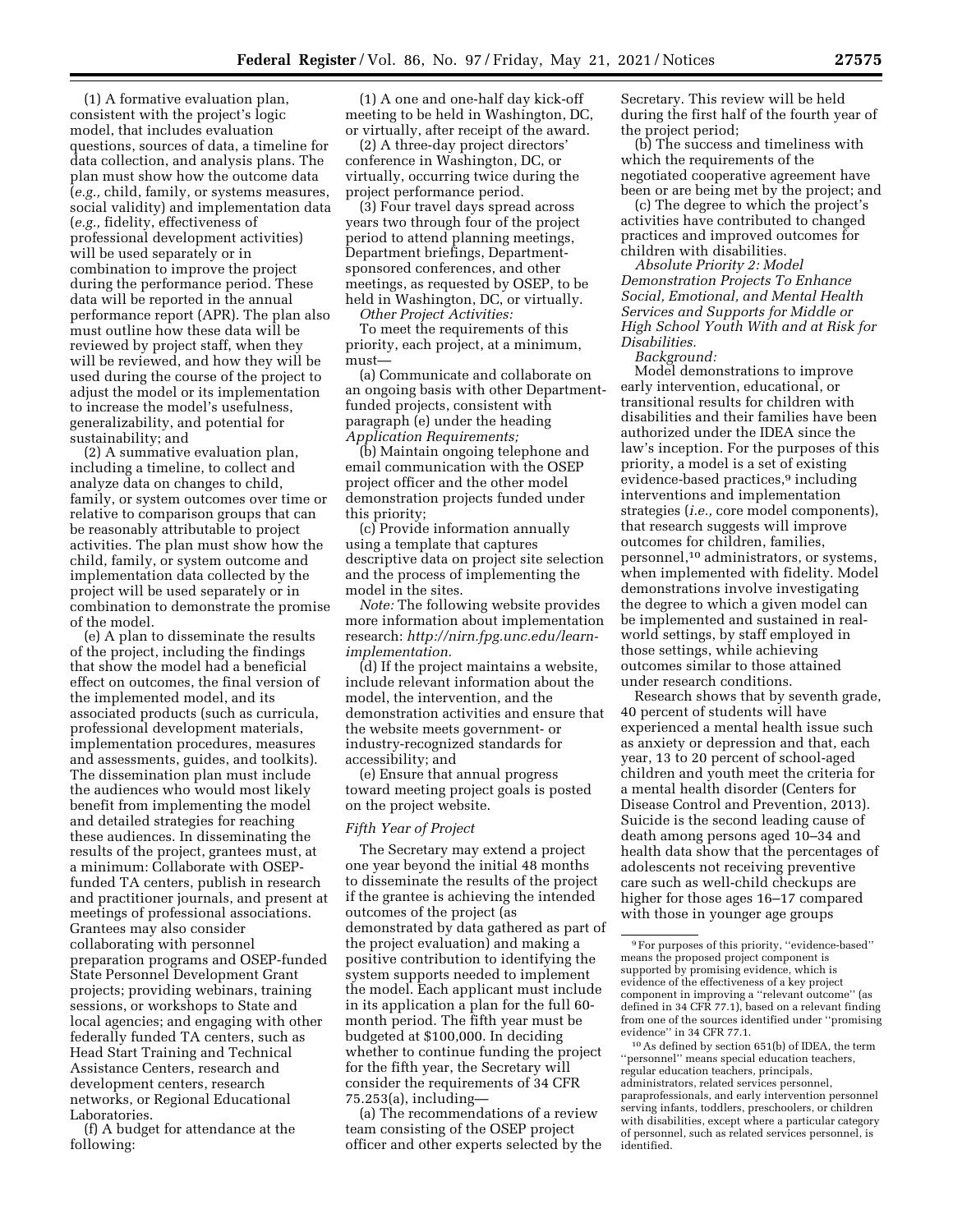(1) A formative evaluation plan, consistent with the project's logic model, that includes evaluation questions, sources of data, a timeline for data collection, and analysis plans. The plan must show how the outcome data (*e.g.,* child, family, or systems measures, social validity) and implementation data (*e.g.,* fidelity, effectiveness of professional development activities) will be used separately or in combination to improve the project during the performance period. These data will be reported in the annual performance report (APR). The plan also must outline how these data will be reviewed by project staff, when they will be reviewed, and how they will be used during the course of the project to adjust the model or its implementation to increase the model's usefulness, generalizability, and potential for sustainability; and

(2) A summative evaluation plan, including a timeline, to collect and analyze data on changes to child, family, or system outcomes over time or relative to comparison groups that can be reasonably attributable to project activities. The plan must show how the child, family, or system outcome and implementation data collected by the project will be used separately or in combination to demonstrate the promise of the model.

(e) A plan to disseminate the results of the project, including the findings that show the model had a beneficial effect on outcomes, the final version of the implemented model, and its associated products (such as curricula, professional development materials, implementation procedures, measures and assessments, guides, and toolkits). The dissemination plan must include the audiences who would most likely benefit from implementing the model and detailed strategies for reaching these audiences. In disseminating the results of the project, grantees must, at a minimum: Collaborate with OSEP-funded TA centers, publish in research and practitioner journals, and present at meetings of professional associations. Grantees may also consider collaborating with personnel preparation programs and OSEP-funded State Personnel Development Grant projects; providing webinars, training sessions, or workshops to State and local agencies; and engaging with other federally funded TA centers, such as Head Start Training and Technical Assistance Centers, research and development centers, research networks, or Regional Educational Laboratories.

(f) A budget for attendance at the following:

(1) A one and one-half day kick-off meeting to be held in Washington, DC, or virtually, after receipt of the award.

(2) A three-day project directors' conference in Washington, DC, or virtually, occurring twice during the project performance period.

(3) Four travel days spread across years two through four of the project period to attend planning meetings, Department briefings, Department-sponsored conferences, and other meetings, as requested by OSEP, to be held in Washington, DC, or virtually.

*Other Project Activities:*

To meet the requirements of this priority, each project, at a minimum, must—

(a) Communicate and collaborate on an ongoing basis with other Department-funded projects, consistent with paragraph (e) under the heading *Application Requirements;*

(b) Maintain ongoing telephone and email communication with the OSEP project officer and the other model demonstration projects funded under this priority;

(c) Provide information annually using a template that captures descriptive data on project site selection and the process of implementing the model in the sites.

*Note:* The following website provides more information about implementation research: *http://nirn.fpg.unc.edu/learn-implementation.*

(d) If the project maintains a website, include relevant information about the model, the intervention, and the demonstration activities and ensure that the website meets government- or industry-recognized standards for accessibility; and

(e) Ensure that annual progress toward meeting project goals is posted on the project website.

### *Fifth Year of Project*

The Secretary may extend a project one year beyond the initial 48 months to disseminate the results of the project if the grantee is achieving the intended outcomes of the project (as demonstrated by data gathered as part of the project evaluation) and making a positive contribution to identifying the system supports needed to implement the model. Each applicant must include in its application a plan for the full 60-month period. The fifth year must be budgeted at $100,000. In deciding whether to continue funding the project for the fifth year, the Secretary will consider the requirements of 34 CFR 75.253(a), including—

(a) The recommendations of a review team consisting of the OSEP project officer and other experts selected by the Secretary. This review will be held during the first half of the fourth year of the project period;

(b) The success and timeliness with which the requirements of the negotiated cooperative agreement have been or are being met by the project; and

(c) The degree to which the project's activities have contributed to changed practices and improved outcomes for children with disabilities.

*Absolute Priority 2: Model Demonstration Projects To Enhance Social, Emotional, and Mental Health Services and Supports for Middle or High School Youth With and at Risk for Disabilities.*

*Background:*

Model demonstrations to improve early intervention, educational, or transitional results for children with disabilities and their families have been authorized under the IDEA since the law's inception. For the purposes of this priority, a model is a set of existing evidence-based practices,[9] including interventions and implementation strategies (*i.e.,* core model components), that research suggests will improve outcomes for children, families, personnel,[10] administrators, or systems, when implemented with fidelity. Model demonstrations involve investigating the degree to which a given model can be implemented and sustained in real-world settings, by staff employed in those settings, while achieving outcomes similar to those attained under research conditions.

Research shows that by seventh grade, 40 percent of students will have experienced a mental health issue such as anxiety or depression and that, each year, 13 to 20 percent of school-aged children and youth meet the criteria for a mental health disorder (Centers for Disease Control and Prevention, 2013). Suicide is the second leading cause of death among persons aged 10–34 and health data show that the percentages of adolescents not receiving preventive care such as well-child checkups are higher for those ages 16–17 compared with those in younger age groups

---

[9] For purposes of this priority, ''evidence-based'' means the proposed project component is supported by promising evidence, which is evidence of the effectiveness of a key project component in improving a ''relevant outcome'' (as defined in 34 CFR 77.1), based on a relevant finding from one of the sources identified under ''promising evidence'' in 34 CFR 77.1.

[10] As defined by section 651(b) of IDEA, the term ''personnel'' means special education teachers, regular education teachers, principals, administrators, related services personnel, paraprofessionals, and early intervention personnel serving infants, toddlers, preschoolers, or children with disabilities, except where a particular category of personnel, such as related services personnel, is identified.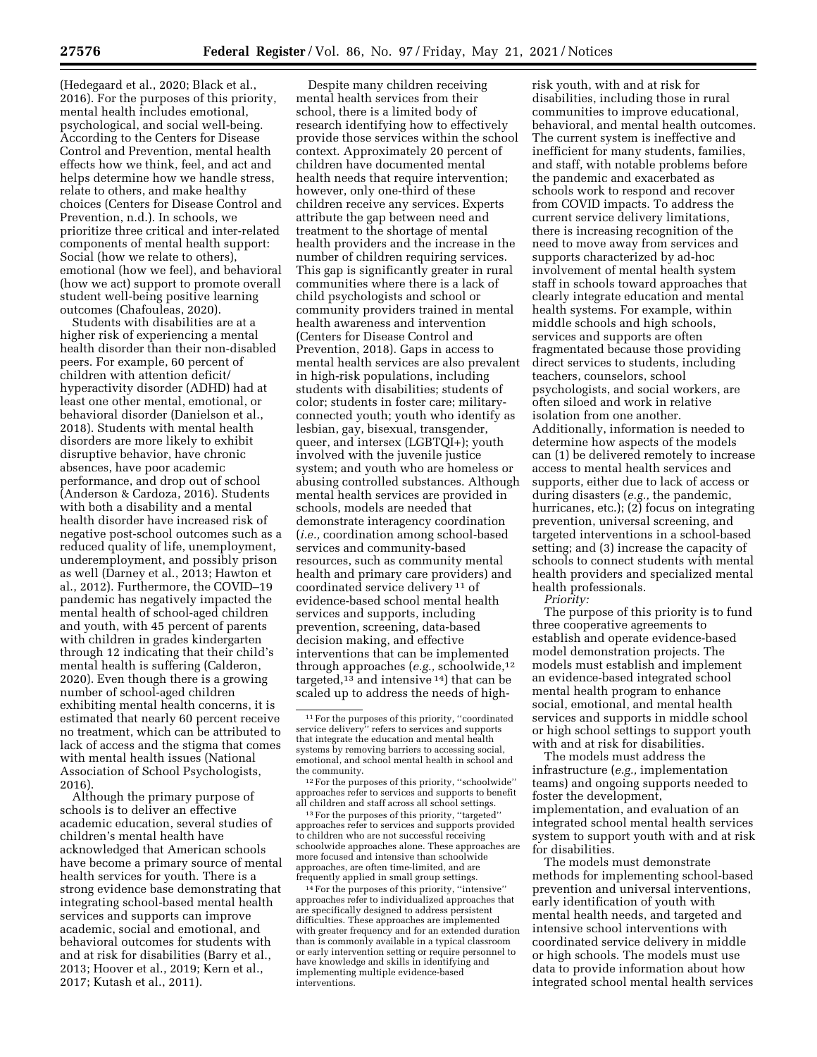(Hedegaard et al., 2020; Black et al., 2016). For the purposes of this priority, mental health includes emotional, psychological, and social well-being. According to the Centers for Disease Control and Prevention, mental health effects how we think, feel, and act and helps determine how we handle stress, relate to others, and make healthy choices (Centers for Disease Control and Prevention, n.d.). In schools, we prioritize three critical and inter-related components of mental health support: Social (how we relate to others), emotional (how we feel), and behavioral (how we act) support to promote overall student well-being positive learning outcomes (Chafouleas, 2020).

Students with disabilities are at a higher risk of experiencing a mental health disorder than their non-disabled peers. For example, 60 percent of children with attention deficit/hyperactivity disorder (ADHD) had at least one other mental, emotional, or behavioral disorder (Danielson et al., 2018). Students with mental health disorders are more likely to exhibit disruptive behavior, have chronic absences, have poor academic performance, and drop out of school (Anderson & Cardoza, 2016). Students with both a disability and a mental health disorder have increased risk of negative post-school outcomes such as a reduced quality of life, unemployment, underemployment, and possibly prison as well (Darney et al., 2013; Hawton et al., 2012). Furthermore, the COVID–19 pandemic has negatively impacted the mental health of school-aged children and youth, with 45 percent of parents with children in grades kindergarten through 12 indicating that their child's mental health is suffering (Calderon, 2020). Even though there is a growing number of school-aged children exhibiting mental health concerns, it is estimated that nearly 60 percent receive no treatment, which can be attributed to lack of access and the stigma that comes with mental health issues (National Association of School Psychologists, 2016).

Although the primary purpose of schools is to deliver an effective academic education, several studies of children's mental health have acknowledged that American schools have become a primary source of mental health services for youth. There is a strong evidence base demonstrating that integrating school-based mental health services and supports can improve academic, social and emotional, and behavioral outcomes for students with and at risk for disabilities (Barry et al., 2013; Hoover et al., 2019; Kern et al., 2017; Kutash et al., 2011).

Despite many children receiving mental health services from their school, there is a limited body of research identifying how to effectively provide those services within the school context. Approximately 20 percent of children have documented mental health needs that require intervention; however, only one-third of these children receive any services. Experts attribute the gap between need and treatment to the shortage of mental health providers and the increase in the number of children requiring services. This gap is significantly greater in rural communities where there is a lack of child psychologists and school or community providers trained in mental health awareness and intervention (Centers for Disease Control and Prevention, 2018). Gaps in access to mental health services are also prevalent in high-risk populations, including students with disabilities; students of color; students in foster care; military-connected youth; youth who identify as lesbian, gay, bisexual, transgender, queer, and intersex (LGBTQI+); youth involved with the juvenile justice system; and youth who are homeless or abusing controlled substances. Although mental health services are provided in schools, models are needed that demonstrate interagency coordination (*i.e.,* coordination among school-based services and community-based resources, such as community mental health and primary care providers) and coordinated service delivery [11] of evidence-based school mental health services and supports, including prevention, screening, data-based decision making, and effective interventions that can be implemented through approaches (*e.g.,* schoolwide,[12] targeted,[13] and intensive [14]) that can be scaled up to address the needs of high-risk youth, with and at risk for disabilities, including those in rural communities to improve educational, behavioral, and mental health outcomes. The current system is ineffective and inefficient for many students, families, and staff, with notable problems before the pandemic and exacerbated as schools work to respond and recover from COVID impacts. To address the current service delivery limitations, there is increasing recognition of the need to move away from services and supports characterized by ad-hoc involvement of mental health system staff in schools toward approaches that clearly integrate education and mental health systems. For example, within middle schools and high schools, services and supports are often fragmentated because those providing direct services to students, including teachers, counselors, school psychologists, and social workers, are often siloed and work in relative isolation from one another. Additionally, information is needed to determine how aspects of the models can (1) be delivered remotely to increase access to mental health services and supports, either due to lack of access or during disasters (*e.g.,* the pandemic, hurricanes, etc.); (2) focus on integrating prevention, universal screening, and targeted interventions in a school-based setting; and (3) increase the capacity of schools to connect students with mental health providers and specialized mental health professionals.

*Priority:*

The purpose of this priority is to fund three cooperative agreements to establish and operate evidence-based model demonstration projects. The models must establish and implement an evidence-based integrated school mental health program to enhance social, emotional, and mental health services and supports in middle school or high school settings to support youth with and at risk for disabilities.

The models must address the infrastructure (*e.g.,* implementation teams) and ongoing supports needed to foster the development, implementation, and evaluation of an integrated school mental health services system to support youth with and at risk for disabilities.

The models must demonstrate methods for implementing school-based prevention and universal interventions, early identification of youth with mental health needs, and targeted and intensive school interventions with coordinated service delivery in middle or high schools. The models must use data to provide information about how integrated school mental health services

[11] For the purposes of this priority, ''coordinated service delivery'' refers to services and supports that integrate the education and mental health systems by removing barriers to accessing social, emotional, and school mental health in school and the community.

[12] For the purposes of this priority, ''schoolwide'' approaches refer to services and supports to benefit all children and staff across all school settings.

[13] For the purposes of this priority, ''targeted'' approaches refer to services and supports provided to children who are not successful receiving schoolwide approaches alone. These approaches are more focused and intensive than schoolwide approaches, are often time-limited, and are frequently applied in small group settings.

[14] For the purposes of this priority, ''intensive'' approaches refer to individualized approaches that are specifically designed to address persistent difficulties. These approaches are implemented with greater frequency and for an extended duration than is commonly available in a typical classroom or early intervention setting or require personnel to have knowledge and skills in identifying and implementing multiple evidence-based interventions.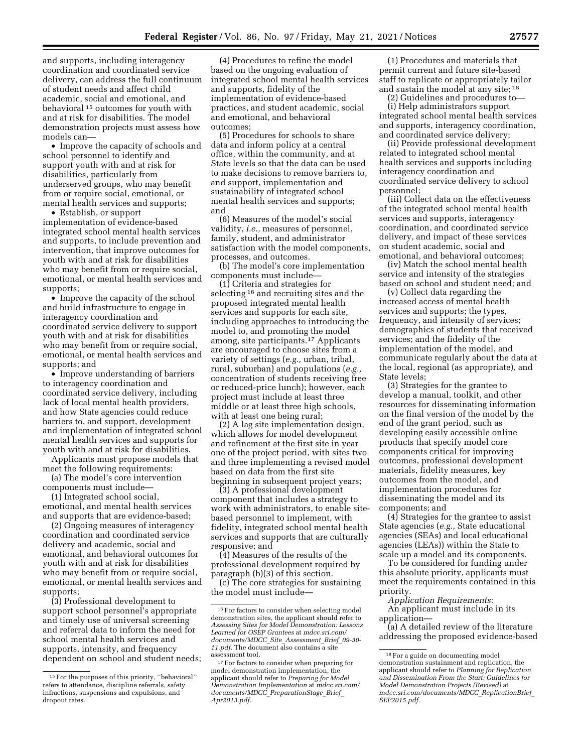and supports, including interagency coordination and coordinated service delivery, can address the full continuum of student needs and affect child academic, social and emotional, and behavioral [15] outcomes for youth with and at risk for disabilities. The model demonstration projects must assess how models can—

- Improve the capacity of schools and school personnel to identify and support youth with and at risk for disabilities, particularly from underserved groups, who may benefit from or require social, emotional, or mental health services and supports;
- Establish, or support implementation of evidence-based integrated school mental health services and supports, to include prevention and intervention, that improve outcomes for youth with and at risk for disabilities who may benefit from or require social, emotional, or mental health services and supports;
- Improve the capacity of the school and build infrastructure to engage in interagency coordination and coordinated service delivery to support youth with and at risk for disabilities who may benefit from or require social, emotional, or mental health services and supports; and
- Improve understanding of barriers to interagency coordination and coordinated service delivery, including lack of local mental health providers, and how State agencies could reduce barriers to, and support, development and implementation of integrated school mental health services and supports for youth with and at risk for disabilities.

Applicants must propose models that meet the following requirements:

(a) The model's core intervention components must include—

(1) Integrated school social, emotional, and mental health services and supports that are evidence-based;

(2) Ongoing measures of interagency coordination and coordinated service delivery and academic, social and emotional, and behavioral outcomes for youth with and at risk for disabilities who may benefit from or require social, emotional, or mental health services and supports;

(3) Professional development to support school personnel's appropriate and timely use of universal screening and referral data to inform the need for school mental health services and supports, intensity, and frequency dependent on school and student needs;

(4) Procedures to refine the model based on the ongoing evaluation of integrated school mental health services and supports, fidelity of the implementation of evidence-based practices, and student academic, social and emotional, and behavioral outcomes;

(5) Procedures for schools to share data and inform policy at a central office, within the community, and at State levels so that the data can be used to make decisions to remove barriers to, and support, implementation and sustainability of integrated school mental health services and supports; and

(6) Measures of the model's social validity, *i.e.,* measures of personnel, family, student, and administrator satisfaction with the model components, processes, and outcomes.

(b) The model's core implementation components must include—

(1) Criteria and strategies for selecting [16] and recruiting sites and the proposed integrated mental health services and supports for each site, including approaches to introducing the model to, and promoting the model among, site participants.[17] Applicants are encouraged to choose sites from a variety of settings (*e.g.,* urban, tribal, rural, suburban) and populations (*e.g.,* concentration of students receiving free or reduced-price lunch); however, each project must include at least three middle or at least three high schools, with at least one being rural;

(2) A lag site implementation design, which allows for model development and refinement at the first site in year one of the project period, with sites two and three implementing a revised model based on data from the first site beginning in subsequent project years;

(3) A professional development component that includes a strategy to work with administrators, to enable site-based personnel to implement, with fidelity, integrated school mental health services and supports that are culturally responsive; and

(4) Measures of the results of the professional development required by paragraph (b)(3) of this section.

(c) The core strategies for sustaining the model must include—

(1) Procedures and materials that permit current and future site-based staff to replicate or appropriately tailor and sustain the model at any site;[18]

(2) Guidelines and procedures to—

(i) Help administrators support integrated school mental health services and supports, interagency coordination, and coordinated service delivery;

(ii) Provide professional development related to integrated school mental health services and supports including interagency coordination and coordinated service delivery to school personnel;

(iii) Collect data on the effectiveness of the integrated school mental health services and supports, interagency coordination, and coordinated service delivery, and impact of these services on student academic, social and emotional, and behavioral outcomes;

(iv) Match the school mental health service and intensity of the strategies based on school and student need; and

(v) Collect data regarding the increased access of mental health services and supports; the types, frequency, and intensity of services; demographics of students that received services; and the fidelity of the implementation of the model, and communicate regularly about the data at the local, regional (as appropriate), and State levels;

(3) Strategies for the grantee to develop a manual, toolkit, and other resources for disseminating information on the final version of the model by the end of the grant period, such as developing easily accessible online products that specify model core components critical for improving outcomes, professional development materials, fidelity measures, key outcomes from the model, and implementation procedures for disseminating the model and its components; and

(4) Strategies for the grantee to assist State agencies (*e.g.,* State educational agencies (SEAs) and local educational agencies (LEAs)) within the State to scale up a model and its components.

To be considered for funding under this absolute priority, applicants must meet the requirements contained in this priority.

*Application Requirements:*

An applicant must include in its application—

(a) A detailed review of the literature addressing the proposed evidence-based

---

[15] For the purposes of this priority, ''behavioral'' refers to attendance, discipline referrals, safety infractions, suspensions and expulsions, and dropout rates.

[16] For factors to consider when selecting model demonstration sites, the applicant should refer to *Assessing Sites for Model Demonstration: Lessons Learned for OSEP Grantees* at *mdcc.sri.com/documents/MDCC_Site_Assessment_Brief_09-30-11.pdf.* The document also contains a site assessment tool.

[17] For factors to consider when preparing for model demonstration implementation, the applicant should refer to *Preparing for Model Demonstration Implementation* at *mdcc.sri.com/documents/MDCC_PreparationStage_Brief_Apr2013.pdf.*

[18] For a guide on documenting model demonstration sustainment and replication, the applicant should refer to *Planning for Replication and Dissemination From the Start: Guidelines for Model Demonstration Projects (Revised)* at *mdcc.sri.com/documents/MDCC_ReplicationBrief_SEP2015.pdf.*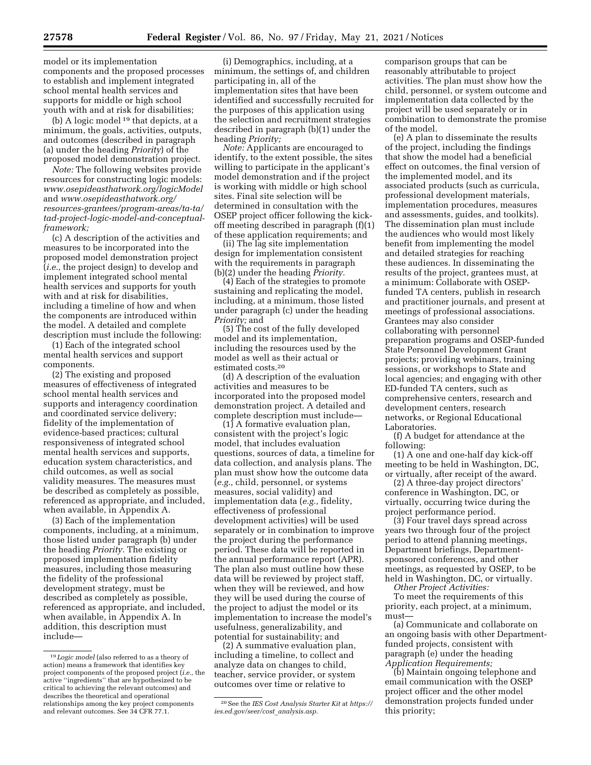model or its implementation components and the proposed processes to establish and implement integrated school mental health services and supports for middle or high school youth with and at risk for disabilities;

(b) A logic model[19] that depicts, at a minimum, the goals, activities, outputs, and outcomes (described in paragraph (a) under the heading *Priority*) of the proposed model demonstration project.

*Note:* The following websites provide resources for constructing logic models: *www.osepideasthatwork.org/logicModel* and *www.osepideasthatwork.org/resources-grantees/program-areas/ta-ta/tad-project-logic-model-and-conceptual-framework;*

(c) A description of the activities and measures to be incorporated into the proposed model demonstration project (*i.e.,* the project design) to develop and implement integrated school mental health services and supports for youth with and at risk for disabilities, including a timeline of how and when the components are introduced within the model. A detailed and complete description must include the following:

(1) Each of the integrated school mental health services and support components.

(2) The existing and proposed measures of effectiveness of integrated school mental health services and supports and interagency coordination and coordinated service delivery; fidelity of the implementation of evidence-based practices; cultural responsiveness of integrated school mental health services and supports, education system characteristics, and child outcomes, as well as social validity measures. The measures must be described as completely as possible, referenced as appropriate, and included, when available, in Appendix A.

(3) Each of the implementation components, including, at a minimum, those listed under paragraph (b) under the heading *Priority.* The existing or proposed implementation fidelity measures, including those measuring the fidelity of the professional development strategy, must be described as completely as possible, referenced as appropriate, and included, when available, in Appendix A. In addition, this description must include—

(i) Demographics, including, at a minimum, the settings of, and children participating in, all of the implementation sites that have been identified and successfully recruited for the purposes of this application using the selection and recruitment strategies described in paragraph (b)(1) under the heading *Priority;*

*Note:* Applicants are encouraged to identify, to the extent possible, the sites willing to participate in the applicant's model demonstration and if the project is working with middle or high school sites. Final site selection will be determined in consultation with the OSEP project officer following the kick-off meeting described in paragraph (f)(1) of these application requirements; and

(ii) The lag site implementation design for implementation consistent with the requirements in paragraph (b)(2) under the heading *Priority.*

(4) Each of the strategies to promote sustaining and replicating the model, including, at a minimum, those listed under paragraph (c) under the heading *Priority;* and

(5) The cost of the fully developed model and its implementation, including the resources used by the model as well as their actual or estimated costs.[20]

(d) A description of the evaluation activities and measures to be incorporated into the proposed model demonstration project. A detailed and complete description must include—

(1) A formative evaluation plan, consistent with the project's logic model, that includes evaluation questions, sources of data, a timeline for data collection, and analysis plans. The plan must show how the outcome data (*e.g.,* child, personnel, or systems measures, social validity) and implementation data (*e.g.,* fidelity, effectiveness of professional development activities) will be used separately or in combination to improve the project during the performance period. These data will be reported in the annual performance report (APR). The plan also must outline how these data will be reviewed by project staff, when they will be reviewed, and how they will be used during the course of the project to adjust the model or its implementation to increase the model's usefulness, generalizability, and potential for sustainability; and

(2) A summative evaluation plan, including a timeline, to collect and analyze data on changes to child, teacher, service provider, or system outcomes over time or relative to comparison groups that can be reasonably attributable to project activities. The plan must show how the child, personnel, or system outcome and implementation data collected by the project will be used separately or in combination to demonstrate the promise of the model.

(e) A plan to disseminate the results of the project, including the findings that show the model had a beneficial effect on outcomes, the final version of the implemented model, and its associated products (such as curricula, professional development materials, implementation procedures, measures and assessments, guides, and toolkits). The dissemination plan must include the audiences who would most likely benefit from implementing the model and detailed strategies for reaching these audiences. In disseminating the results of the project, grantees must, at a minimum: Collaborate with OSEP-funded TA centers, publish in research and practitioner journals, and present at meetings of professional associations. Grantees may also consider collaborating with personnel preparation programs and OSEP-funded State Personnel Development Grant projects; providing webinars, training sessions, or workshops to State and local agencies; and engaging with other ED-funded TA centers, such as comprehensive centers, research and development centers, research networks, or Regional Educational Laboratories.

(f) A budget for attendance at the following:

(1) A one and one-half day kick-off meeting to be held in Washington, DC, or virtually, after receipt of the award.

(2) A three-day project directors' conference in Washington, DC, or virtually, occurring twice during the project performance period.

(3) Four travel days spread across years two through four of the project period to attend planning meetings, Department briefings, Department-sponsored conferences, and other meetings, as requested by OSEP, to be held in Washington, DC, or virtually.

*Other Project Activities:*

To meet the requirements of this priority, each project, at a minimum, must—

(a) Communicate and collaborate on an ongoing basis with other Department-funded projects, consistent with paragraph (e) under the heading *Application Requirements;*

(b) Maintain ongoing telephone and email communication with the OSEP project officer and the other model demonstration projects funded under this priority;

---

[19] *Logic model* (also referred to as a theory of action) means a framework that identifies key project components of the proposed project (*i.e.,* the active "ingredients" that are hypothesized to be critical to achieving the relevant outcomes) and describes the theoretical and operational relationships among the key project components and relevant outcomes. See 34 CFR 77.1.

[20] See the *IES Cost Analysis Starter Kit* at *https://ies.ed.gov/seer/cost_analysis.asp.*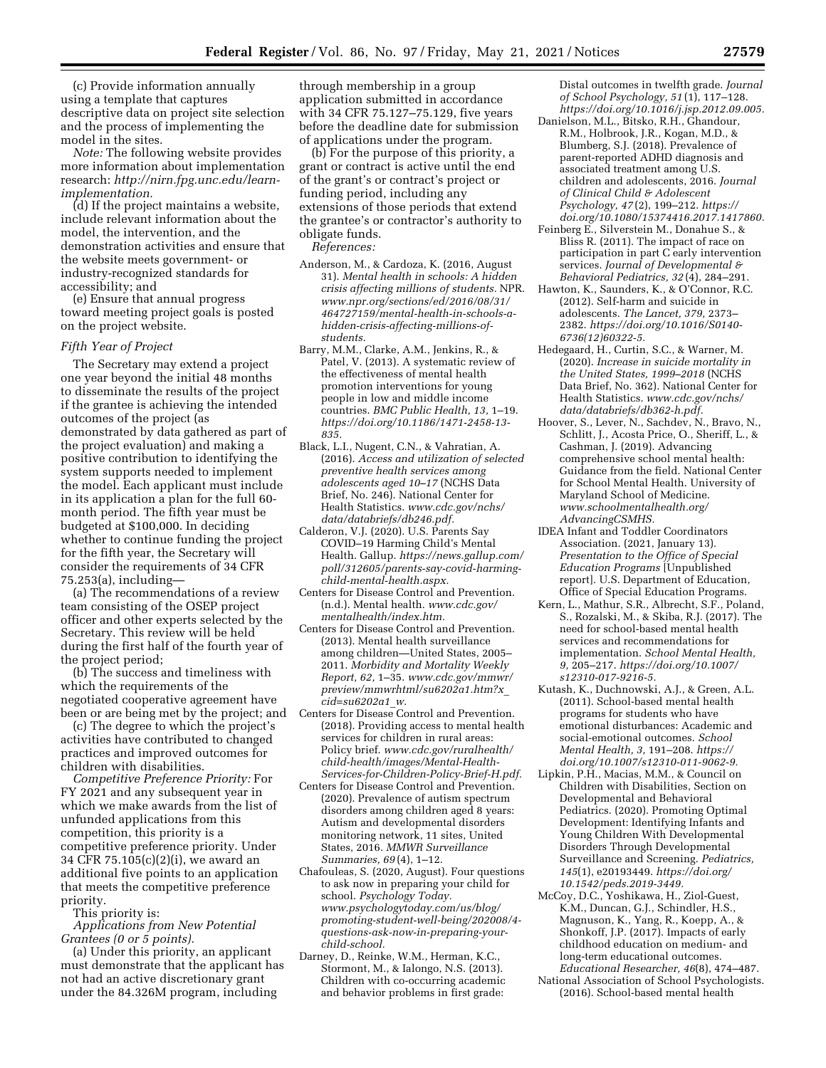(c) Provide information annually using a template that captures descriptive data on project site selection and the process of implementing the model in the sites.

*Note:* The following website provides more information about implementation research: *http://nirn.fpg.unc.edu/learn-implementation.*

(d) If the project maintains a website, include relevant information about the model, the intervention, and the demonstration activities and ensure that the website meets government- or industry-recognized standards for accessibility; and

(e) Ensure that annual progress toward meeting project goals is posted on the project website.

### *Fifth Year of Project*

The Secretary may extend a project one year beyond the initial 48 months to disseminate the results of the project if the grantee is achieving the intended outcomes of the project (as demonstrated by data gathered as part of the project evaluation) and making a positive contribution to identifying the system supports needed to implement the model. Each applicant must include in its application a plan for the full 60-month period. The fifth year must be budgeted at $100,000. In deciding whether to continue funding the project for the fifth year, the Secretary will consider the requirements of 34 CFR 75.253(a), including—

(a) The recommendations of a review team consisting of the OSEP project officer and other experts selected by the Secretary. This review will be held during the first half of the fourth year of the project period;

(b) The success and timeliness with which the requirements of the negotiated cooperative agreement have been or are being met by the project; and

(c) The degree to which the project's activities have contributed to changed practices and improved outcomes for children with disabilities.

*Competitive Preference Priority:* For FY 2021 and any subsequent year in which we make awards from the list of unfunded applications from this competition, this priority is a competitive preference priority. Under 34 CFR 75.105(c)(2)(i), we award an additional five points to an application that meets the competitive preference priority.

This priority is:

*Applications from New Potential Grantees (0 or 5 points).*

(a) Under this priority, an applicant must demonstrate that the applicant has not had an active discretionary grant under the 84.326M program, including through membership in a group application submitted in accordance with 34 CFR 75.127–75.129, five years before the deadline date for submission of applications under the program.

(b) For the purpose of this priority, a grant or contract is active until the end of the grant's or contract's project or funding period, including any extensions of those periods that extend the grantee's or contractor's authority to obligate funds.

*References:*

Anderson, M., & Cardoza, K. (2016, August 31). *Mental health in schools: A hidden crisis affecting millions of students.* NPR. *www.npr.org/sections/ed/2016/08/31/464727159/mental-health-in-schools-a-hidden-crisis-affecting-millions-of-students.*

Barry, M.M., Clarke, A.M., Jenkins, R., & Patel, V. (2013). A systematic review of the effectiveness of mental health promotion interventions for young people in low and middle income countries. *BMC Public Health, 13,* 1–19. *https://doi.org/10.1186/1471-2458-13-835.*

Black, L.I., Nugent, C.N., & Vahratian, A. (2016). *Access and utilization of selected preventive health services among adolescents aged 10–17* (NCHS Data Brief, No. 246). National Center for Health Statistics. *www.cdc.gov/nchs/data/databriefs/db246.pdf.*

Calderon, V.J. (2020). U.S. Parents Say COVID–19 Harming Child's Mental Health. Gallup. *https://news.gallup.com/poll/312605/parents-say-covid-harming-child-mental-health.aspx.*

Centers for Disease Control and Prevention. (n.d.). Mental health. *www.cdc.gov/mentalhealth/index.htm.*

Centers for Disease Control and Prevention. (2013). Mental health surveillance among children—United States, 2005–2011. *Morbidity and Mortality Weekly Report, 62,* 1–35. *www.cdc.gov/mmwr/preview/mmwrhtml/su6202a1.htm?x_cid=su6202a1_w.*

Centers for Disease Control and Prevention. (2018). Providing access to mental health services for children in rural areas: Policy brief. *www.cdc.gov/ruralhealth/child-health/images/Mental-Health-Services-for-Children-Policy-Brief-H.pdf.*

Centers for Disease Control and Prevention. (2020). Prevalence of autism spectrum disorders among children aged 8 years: Autism and developmental disorders monitoring network, 11 sites, United States, 2016. *MMWR Surveillance Summaries, 69* (4), 1–12.

Chafouleas, S. (2020, August). Four questions to ask now in preparing your child for school. *Psychology Today. www.psychologytoday.com/us/blog/promoting-student-well-being/202008/4-questions-ask-now-in-preparing-your-child-school.*

Darney, D., Reinke, W.M., Herman, K.C., Stormont, M., & Ialongo, N.S. (2013). Children with co-occurring academic and behavior problems in first grade: Distal outcomes in twelfth grade. *Journal of School Psychology, 51* (1), 117–128. *https://doi.org/10.1016/j.jsp.2012.09.005.*

Danielson, M.L., Bitsko, R.H., Ghandour, R.M., Holbrook, J.R., Kogan, M.D., & Blumberg, S.J. (2018). Prevalence of parent-reported ADHD diagnosis and associated treatment among U.S. children and adolescents, 2016. *Journal of Clinical Child & Adolescent Psychology, 47* (2), 199–212. *https://doi.org/10.1080/15374416.2017.1417860.*

Feinberg E., Silverstein M., Donahue S., & Bliss R. (2011). The impact of race on participation in part C early intervention services. *Journal of Developmental & Behavioral Pediatrics, 32* (4), 284–291.

Hawton, K., Saunders, K., & O'Connor, R.C. (2012). Self-harm and suicide in adolescents. *The Lancet, 379,* 2373–2382. *https://doi.org/10.1016/S0140-6736(12)60322-5.*

Hedegaard, H., Curtin, S.C., & Warner, M. (2020). *Increase in suicide mortality in the United States, 1999–2018* (NCHS Data Brief, No. 362). National Center for Health Statistics. *www.cdc.gov/nchs/data/databriefs/db362-h.pdf.*

Hoover, S., Lever, N., Sachdev, N., Bravo, N., Schlitt, J., Acosta Price, O., Sheriff, L., & Cashman, J. (2019). Advancing comprehensive school mental health: Guidance from the field. National Center for School Mental Health. University of Maryland School of Medicine. *www.schoolmentalhealth.org/AdvancingCSMHS.*

IDEA Infant and Toddler Coordinators Association. (2021, January 13). *Presentation to the Office of Special Education Programs* [Unpublished report]. U.S. Department of Education, Office of Special Education Programs.

Kern, L., Mathur, S.R., Albrecht, S.F., Poland, S., Rozalski, M., & Skiba, R.J. (2017). The need for school-based mental health services and recommendations for implementation. *School Mental Health, 9,* 205–217. *https://doi.org/10.1007/s12310-017-9216-5.*

Kutash, K., Duchnowski, A.J., & Green, A.L. (2011). School-based mental health programs for students who have emotional disturbances: Academic and social-emotional outcomes. *School Mental Health, 3,* 191–208. *https://doi.org/10.1007/s12310-011-9062-9.*

Lipkin, P.H., Macias, M.M., & Council on Children with Disabilities, Section on Developmental and Behavioral Pediatrics. (2020). Promoting Optimal Development: Identifying Infants and Young Children With Developmental Disorders Through Developmental Surveillance and Screening. *Pediatrics, 145*(1), e20193449. *https://doi.org/10.1542/peds.2019-3449.*

McCoy, D.C., Yoshikawa, H., Ziol-Guest, K.M., Duncan, G.J., Schindler, H.S., Magnuson, K., Yang, R., Koepp, A., & Shonkoff, J.P. (2017). Impacts of early childhood education on medium- and long-term educational outcomes. *Educational Researcher, 46*(8), 474–487.

National Association of School Psychologists. (2016). School-based mental health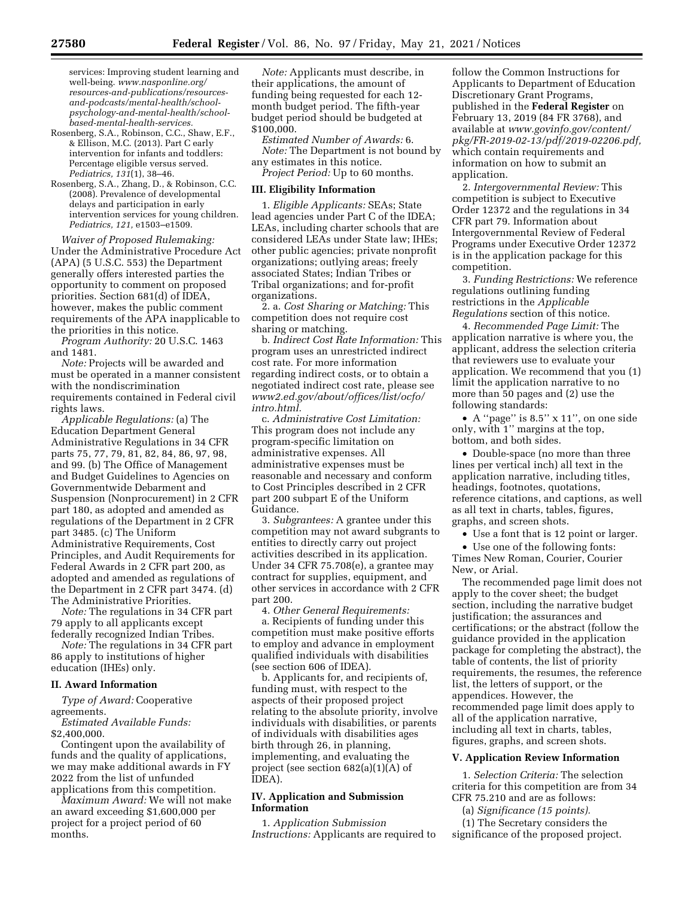services: Improving student learning and well-being. *www.nasponline.org/resources-and-publications/resources-and-podcasts/mental-health/school-psychology-and-mental-health/school-based-mental-health-services.*

Rosenberg, S.A., Robinson, C.C., Shaw, E.F., & Ellison, M.C. (2013). Part C early intervention for infants and toddlers: Percentage eligible versus served. *Pediatrics, 131*(1), 38–46.

Rosenberg, S.A., Zhang, D., & Robinson, C.C. (2008). Prevalence of developmental delays and participation in early intervention services for young children. *Pediatrics, 121,* e1503–e1509.

*Waiver of Proposed Rulemaking:* Under the Administrative Procedure Act (APA) (5 U.S.C. 553) the Department generally offers interested parties the opportunity to comment on proposed priorities. Section 681(d) of IDEA, however, makes the public comment requirements of the APA inapplicable to the priorities in this notice.

*Program Authority:* 20 U.S.C. 1463 and 1481.

*Note:* Projects will be awarded and must be operated in a manner consistent with the nondiscrimination requirements contained in Federal civil rights laws.

*Applicable Regulations:* (a) The Education Department General Administrative Regulations in 34 CFR parts 75, 77, 79, 81, 82, 84, 86, 97, 98, and 99. (b) The Office of Management and Budget Guidelines to Agencies on Governmentwide Debarment and Suspension (Nonprocurement) in 2 CFR part 180, as adopted and amended as regulations of the Department in 2 CFR part 3485. (c) The Uniform Administrative Requirements, Cost Principles, and Audit Requirements for Federal Awards in 2 CFR part 200, as adopted and amended as regulations of the Department in 2 CFR part 3474. (d) The Administrative Priorities.

*Note:* The regulations in 34 CFR part 79 apply to all applicants except federally recognized Indian Tribes.

*Note:* The regulations in 34 CFR part 86 apply to institutions of higher education (IHEs) only.

## II. Award Information

*Type of Award:* Cooperative agreements.

*Estimated Available Funds:* $2,400,000.

Contingent upon the availability of funds and the quality of applications, we may make additional awards in FY 2022 from the list of unfunded applications from this competition.

*Maximum Award:* We will not make an award exceeding $1,600,000 per project for a project period of 60 months.

*Note:* Applicants must describe, in their applications, the amount of funding being requested for each 12-month budget period. The fifth-year budget period should be budgeted at $100,000.

*Estimated Number of Awards:* 6.

*Note:* The Department is not bound by any estimates in this notice.

*Project Period:* Up to 60 months.

## III. Eligibility Information

1. *Eligible Applicants:* SEAs; State lead agencies under Part C of the IDEA; LEAs, including charter schools that are considered LEAs under State law; IHEs; other public agencies; private nonprofit organizations; outlying areas; freely associated States; Indian Tribes or Tribal organizations; and for-profit organizations.

2. a. *Cost Sharing or Matching:* This competition does not require cost sharing or matching.

b. *Indirect Cost Rate Information:* This program uses an unrestricted indirect cost rate. For more information regarding indirect costs, or to obtain a negotiated indirect cost rate, please see *www2.ed.gov/about/offices/list/ocfo/intro.html.*

c. *Administrative Cost Limitation:* This program does not include any program-specific limitation on administrative expenses. All administrative expenses must be reasonable and necessary and conform to Cost Principles described in 2 CFR part 200 subpart E of the Uniform Guidance.

3. *Subgrantees:* A grantee under this competition may not award subgrants to entities to directly carry out project activities described in its application. Under 34 CFR 75.708(e), a grantee may contract for supplies, equipment, and other services in accordance with 2 CFR part 200.

4. *Other General Requirements:*

a. Recipients of funding under this competition must make positive efforts to employ and advance in employment qualified individuals with disabilities (see section 606 of IDEA).

b. Applicants for, and recipients of, funding must, with respect to the aspects of their proposed project relating to the absolute priority, involve individuals with disabilities, or parents of individuals with disabilities ages birth through 26, in planning, implementing, and evaluating the project (see section 682(a)(1)(A) of IDEA).

## IV. Application and Submission Information

1. *Application Submission Instructions:* Applicants are required to follow the Common Instructions for Applicants to Department of Education Discretionary Grant Programs, published in the **Federal Register** on February 13, 2019 (84 FR 3768), and available at *www.govinfo.gov/content/pkg/FR-2019-02-13/pdf/2019-02206.pdf,* which contain requirements and information on how to submit an application.

2. *Intergovernmental Review:* This competition is subject to Executive Order 12372 and the regulations in 34 CFR part 79. Information about Intergovernmental Review of Federal Programs under Executive Order 12372 is in the application package for this competition.

3. *Funding Restrictions:* We reference regulations outlining funding restrictions in the *Applicable Regulations* section of this notice.

4. *Recommended Page Limit:* The application narrative is where you, the applicant, address the selection criteria that reviewers use to evaluate your application. We recommend that you (1) limit the application narrative to no more than 50 pages and (2) use the following standards:

- A "page" is 8.5" x 11", on one side only, with 1" margins at the top, bottom, and both sides.
- Double-space (no more than three lines per vertical inch) all text in the application narrative, including titles, headings, footnotes, quotations, reference citations, and captions, as well as all text in charts, tables, figures, graphs, and screen shots.
- Use a font that is 12 point or larger.
- Use one of the following fonts: Times New Roman, Courier, Courier New, or Arial.

The recommended page limit does not apply to the cover sheet; the budget section, including the narrative budget justification; the assurances and certifications; or the abstract (follow the guidance provided in the application package for completing the abstract), the table of contents, the list of priority requirements, the resumes, the reference list, the letters of support, or the appendices. However, the recommended page limit does apply to all of the application narrative, including all text in charts, tables, figures, graphs, and screen shots.

## V. Application Review Information

1. *Selection Criteria:* The selection criteria for this competition are from 34 CFR 75.210 and are as follows:

(a) *Significance (15 points).*

(1) The Secretary considers the significance of the proposed project.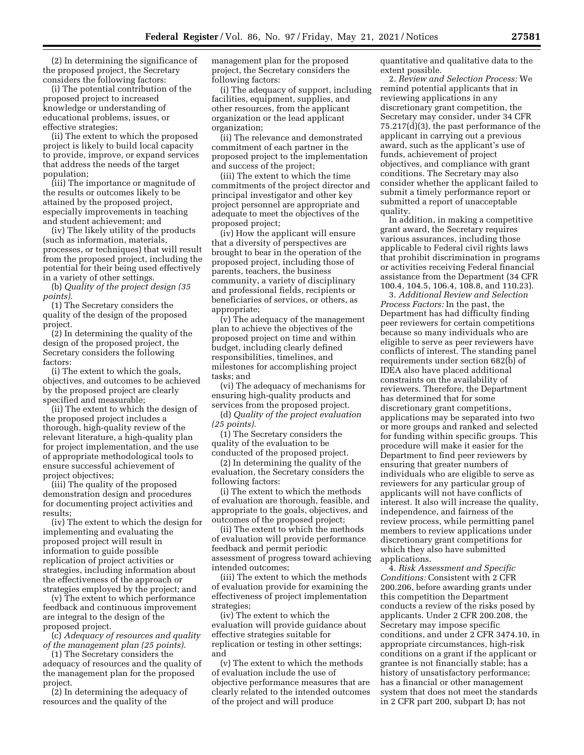(2) In determining the significance of the proposed project, the Secretary considers the following factors:

(i) The potential contribution of the proposed project to increased knowledge or understanding of educational problems, issues, or effective strategies;

(ii) The extent to which the proposed project is likely to build local capacity to provide, improve, or expand services that address the needs of the target population;

(iii) The importance or magnitude of the results or outcomes likely to be attained by the proposed project, especially improvements in teaching and student achievement; and

(iv) The likely utility of the products (such as information, materials, processes, or techniques) that will result from the proposed project, including the potential for their being used effectively in a variety of other settings.

(b) *Quality of the project design (35 points).*

(1) The Secretary considers the quality of the design of the proposed project.

(2) In determining the quality of the design of the proposed project, the Secretary considers the following factors:

(i) The extent to which the goals, objectives, and outcomes to be achieved by the proposed project are clearly specified and measurable;

(ii) The extent to which the design of the proposed project includes a thorough, high-quality review of the relevant literature, a high-quality plan for project implementation, and the use of appropriate methodological tools to ensure successful achievement of project objectives;

(iii) The quality of the proposed demonstration design and procedures for documenting project activities and results;

(iv) The extent to which the design for implementing and evaluating the proposed project will result in information to guide possible replication of project activities or strategies, including information about the effectiveness of the approach or strategies employed by the project; and

(v) The extent to which performance feedback and continuous improvement are integral to the design of the proposed project.

(c) *Adequacy of resources and quality of the management plan (25 points).*

(1) The Secretary considers the adequacy of resources and the quality of the management plan for the proposed project.

(2) In determining the adequacy of resources and the quality of the management plan for the proposed project, the Secretary considers the following factors:

(i) The adequacy of support, including facilities, equipment, supplies, and other resources, from the applicant organization or the lead applicant organization;

(ii) The relevance and demonstrated commitment of each partner in the proposed project to the implementation and success of the project;

(iii) The extent to which the time commitments of the project director and principal investigator and other key project personnel are appropriate and adequate to meet the objectives of the proposed project;

(iv) How the applicant will ensure that a diversity of perspectives are brought to bear in the operation of the proposed project, including those of parents, teachers, the business community, a variety of disciplinary and professional fields, recipients or beneficiaries of services, or others, as appropriate;

(v) The adequacy of the management plan to achieve the objectives of the proposed project on time and within budget, including clearly defined responsibilities, timelines, and milestones for accomplishing project tasks; and

(vi) The adequacy of mechanisms for ensuring high-quality products and services from the proposed project.

(d) *Quality of the project evaluation (25 points).*

(1) The Secretary considers the quality of the evaluation to be conducted of the proposed project.

(2) In determining the quality of the evaluation, the Secretary considers the following factors:

(i) The extent to which the methods of evaluation are thorough, feasible, and appropriate to the goals, objectives, and outcomes of the proposed project;

(ii) The extent to which the methods of evaluation will provide performance feedback and permit periodic assessment of progress toward achieving intended outcomes;

(iii) The extent to which the methods of evaluation provide for examining the effectiveness of project implementation strategies;

(iv) The extent to which the evaluation will provide guidance about effective strategies suitable for replication or testing in other settings; and

(v) The extent to which the methods of evaluation include the use of objective performance measures that are clearly related to the intended outcomes of the project and will produce quantitative and qualitative data to the extent possible.

2. *Review and Selection Process:* We remind potential applicants that in reviewing applications in any discretionary grant competition, the Secretary may consider, under 34 CFR 75.217(d)(3), the past performance of the applicant in carrying out a previous award, such as the applicant's use of funds, achievement of project objectives, and compliance with grant conditions. The Secretary may also consider whether the applicant failed to submit a timely performance report or submitted a report of unacceptable quality.

In addition, in making a competitive grant award, the Secretary requires various assurances, including those applicable to Federal civil rights laws that prohibit discrimination in programs or activities receiving Federal financial assistance from the Department (34 CFR 100.4, 104.5, 106.4, 108.8, and 110.23).

3. *Additional Review and Selection Process Factors:* In the past, the Department has had difficulty finding peer reviewers for certain competitions because so many individuals who are eligible to serve as peer reviewers have conflicts of interest. The standing panel requirements under section 682(b) of IDEA also have placed additional constraints on the availability of reviewers. Therefore, the Department has determined that for some discretionary grant competitions, applications may be separated into two or more groups and ranked and selected for funding within specific groups. This procedure will make it easier for the Department to find peer reviewers by ensuring that greater numbers of individuals who are eligible to serve as reviewers for any particular group of applicants will not have conflicts of interest. It also will increase the quality, independence, and fairness of the review process, while permitting panel members to review applications under discretionary grant competitions for which they also have submitted applications.

4. *Risk Assessment and Specific Conditions:* Consistent with 2 CFR 200.206, before awarding grants under this competition the Department conducts a review of the risks posed by applicants. Under 2 CFR 200.208, the Secretary may impose specific conditions, and under 2 CFR 3474.10, in appropriate circumstances, high-risk conditions on a grant if the applicant or grantee is not financially stable; has a history of unsatisfactory performance; has a financial or other management system that does not meet the standards in 2 CFR part 200, subpart D; has not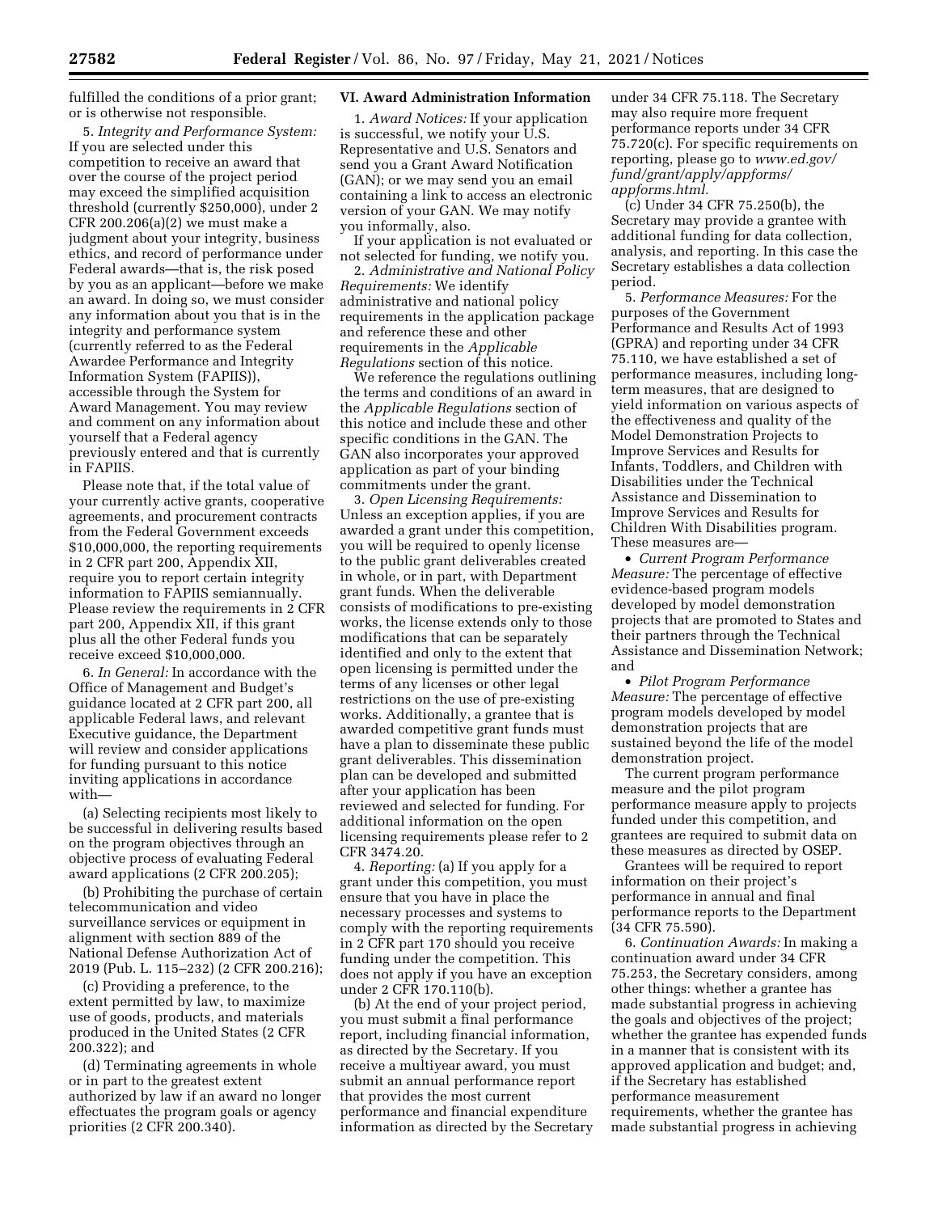fulfilled the conditions of a prior grant; or is otherwise not responsible.

5. *Integrity and Performance System:* If you are selected under this competition to receive an award that over the course of the project period may exceed the simplified acquisition threshold (currently $250,000), under 2 CFR 200.206(a)(2) we must make a judgment about your integrity, business ethics, and record of performance under Federal awards—that is, the risk posed by you as an applicant—before we make an award. In doing so, we must consider any information about you that is in the integrity and performance system (currently referred to as the Federal Awardee Performance and Integrity Information System (FAPIIS)), accessible through the System for Award Management. You may review and comment on any information about yourself that a Federal agency previously entered and that is currently in FAPIIS.

Please note that, if the total value of your currently active grants, cooperative agreements, and procurement contracts from the Federal Government exceeds $10,000,000, the reporting requirements in 2 CFR part 200, Appendix XII, require you to report certain integrity information to FAPIIS semiannually. Please review the requirements in 2 CFR part 200, Appendix XII, if this grant plus all the other Federal funds you receive exceed $10,000,000.

6. *In General:* In accordance with the Office of Management and Budget's guidance located at 2 CFR part 200, all applicable Federal laws, and relevant Executive guidance, the Department will review and consider applications for funding pursuant to this notice inviting applications in accordance with—

(a) Selecting recipients most likely to be successful in delivering results based on the program objectives through an objective process of evaluating Federal award applications (2 CFR 200.205);

(b) Prohibiting the purchase of certain telecommunication and video surveillance services or equipment in alignment with section 889 of the National Defense Authorization Act of 2019 (Pub. L. 115–232) (2 CFR 200.216);

(c) Providing a preference, to the extent permitted by law, to maximize use of goods, products, and materials produced in the United States (2 CFR 200.322); and

(d) Terminating agreements in whole or in part to the greatest extent authorized by law if an award no longer effectuates the program goals or agency priorities (2 CFR 200.340).

## VI. Award Administration Information

1. *Award Notices:* If your application is successful, we notify your U.S. Representative and U.S. Senators and send you a Grant Award Notification (GAN); or we may send you an email containing a link to access an electronic version of your GAN. We may notify you informally, also.

If your application is not evaluated or not selected for funding, we notify you.

2. *Administrative and National Policy Requirements:* We identify administrative and national policy requirements in the application package and reference these and other requirements in the *Applicable Regulations* section of this notice.

We reference the regulations outlining the terms and conditions of an award in the *Applicable Regulations* section of this notice and include these and other specific conditions in the GAN. The GAN also incorporates your approved application as part of your binding commitments under the grant.

3. *Open Licensing Requirements:* Unless an exception applies, if you are awarded a grant under this competition, you will be required to openly license to the public grant deliverables created in whole, or in part, with Department grant funds. When the deliverable consists of modifications to pre-existing works, the license extends only to those modifications that can be separately identified and only to the extent that open licensing is permitted under the terms of any licenses or other legal restrictions on the use of pre-existing works. Additionally, a grantee that is awarded competitive grant funds must have a plan to disseminate these public grant deliverables. This dissemination plan can be developed and submitted after your application has been reviewed and selected for funding. For additional information on the open licensing requirements please refer to 2 CFR 3474.20.

4. *Reporting:* (a) If you apply for a grant under this competition, you must ensure that you have in place the necessary processes and systems to comply with the reporting requirements in 2 CFR part 170 should you receive funding under the competition. This does not apply if you have an exception under 2 CFR 170.110(b).

(b) At the end of your project period, you must submit a final performance report, including financial information, as directed by the Secretary. If you receive a multiyear award, you must submit an annual performance report that provides the most current performance and financial expenditure information as directed by the Secretary under 34 CFR 75.118. The Secretary may also require more frequent performance reports under 34 CFR 75.720(c). For specific requirements on reporting, please go to *www.ed.gov/fund/grant/apply/appforms/appforms.html.*

(c) Under 34 CFR 75.250(b), the Secretary may provide a grantee with additional funding for data collection, analysis, and reporting. In this case the Secretary establishes a data collection period.

5. *Performance Measures:* For the purposes of the Government Performance and Results Act of 1993 (GPRA) and reporting under 34 CFR 75.110, we have established a set of performance measures, including long-term measures, that are designed to yield information on various aspects of the effectiveness and quality of the Model Demonstration Projects to Improve Services and Results for Infants, Toddlers, and Children with Disabilities under the Technical Assistance and Dissemination to Improve Services and Results for Children With Disabilities program. These measures are—

- *Current Program Performance Measure:* The percentage of effective evidence-based program models developed by model demonstration projects that are promoted to States and their partners through the Technical Assistance and Dissemination Network; and
- *Pilot Program Performance Measure:* The percentage of effective program models developed by model demonstration projects that are sustained beyond the life of the model demonstration project.

The current program performance measure and the pilot program performance measure apply to projects funded under this competition, and grantees are required to submit data on these measures as directed by OSEP.

Grantees will be required to report information on their project's performance in annual and final performance reports to the Department (34 CFR 75.590).

6. *Continuation Awards:* In making a continuation award under 34 CFR 75.253, the Secretary considers, among other things: whether a grantee has made substantial progress in achieving the goals and objectives of the project; whether the grantee has expended funds in a manner that is consistent with its approved application and budget; and, if the Secretary has established performance measurement requirements, whether the grantee has made substantial progress in achieving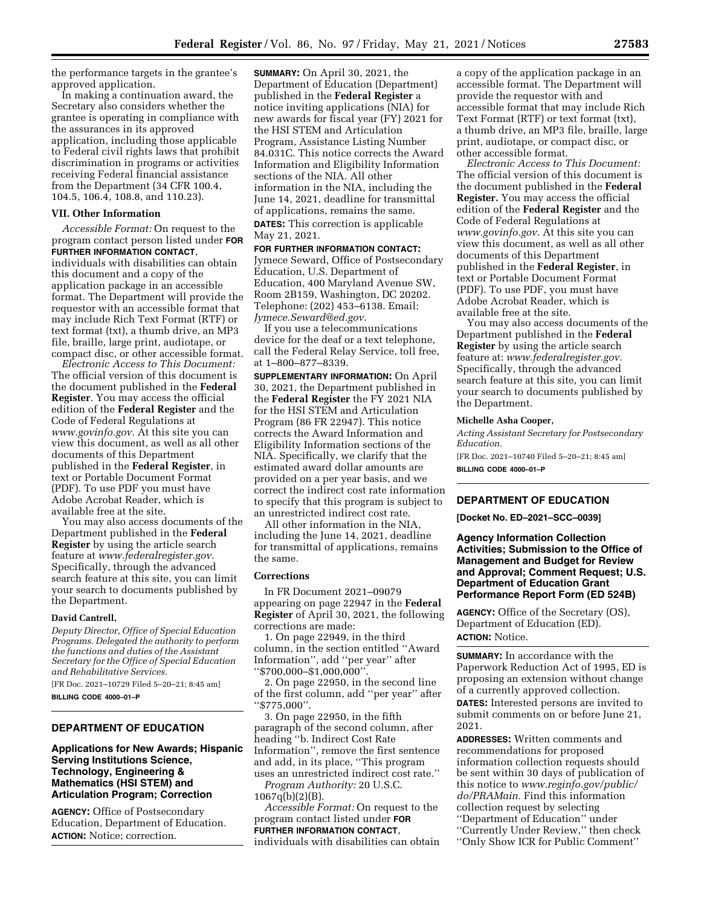the performance targets in the grantee's approved application.

In making a continuation award, the Secretary also considers whether the grantee is operating in compliance with the assurances in its approved application, including those applicable to Federal civil rights laws that prohibit discrimination in programs or activities receiving Federal financial assistance from the Department (34 CFR 100.4, 104.5, 106.4, 108.8, and 110.23).

### VII. Other Information

*Accessible Format:* On request to the program contact person listed under **FOR FURTHER INFORMATION CONTACT**, individuals with disabilities can obtain this document and a copy of the application package in an accessible format. The Department will provide the requestor with an accessible format that may include Rich Text Format (RTF) or text format (txt), a thumb drive, an MP3 file, braille, large print, audiotape, or compact disc, or other accessible format.

*Electronic Access to This Document:* The official version of this document is the document published in the **Federal Register**. You may access the official edition of the **Federal Register** and the Code of Federal Regulations at *www.govinfo.gov.* At this site you can view this document, as well as all other documents of this Department published in the **Federal Register***,* in text or Portable Document Format (PDF). To use PDF you must have Adobe Acrobat Reader, which is available free at the site.

You may also access documents of the Department published in the **Federal Register** by using the article search feature at *www.federalregister.gov.* Specifically, through the advanced search feature at this site, you can limit your search to documents published by the Department.

**David Cantrell,**

*Deputy Director, Office of Special Education Programs. Delegated the authority to perform the functions and duties of the Assistant Secretary for the Office of Special Education and Rehabilitative Services.*

[FR Doc. 2021–10729 Filed 5–20–21; 8:45 am]

**BILLING CODE 4000–01–P**

## DEPARTMENT OF EDUCATION

### Applications for New Awards; Hispanic Serving Institutions Science, Technology, Engineering & Mathematics (HSI STEM) and Articulation Program; Correction

**AGENCY:** Office of Postsecondary Education, Department of Education.

**ACTION:** Notice; correction.

**SUMMARY:** On April 30, 2021, the Department of Education (Department) published in the **Federal Register** a notice inviting applications (NIA) for new awards for fiscal year (FY) 2021 for the HSI STEM and Articulation Program, Assistance Listing Number 84.031C. This notice corrects the Award Information and Eligibility Information sections of the NIA. All other information in the NIA, including the June 14, 2021, deadline for transmittal of applications, remains the same.

**DATES:** This correction is applicable May 21, 2021.

**FOR FURTHER INFORMATION CONTACT:** Jymece Seward, Office of Postsecondary Education, U.S. Department of Education, 400 Maryland Avenue SW, Room 2B159, Washington, DC 20202. Telephone: (202) 453–6138. Email: *Jymece.Seward@ed.gov*.

If you use a telecommunications device for the deaf or a text telephone, call the Federal Relay Service, toll free, at 1–800–877–8339.

**SUPPLEMENTARY INFORMATION:** On April 30, 2021, the Department published in the **Federal Register** the FY 2021 NIA for the HSI STEM and Articulation Program (86 FR 22947). This notice corrects the Award Information and Eligibility Information sections of the NIA. Specifically, we clarify that the estimated award dollar amounts are provided on a per year basis, and we correct the indirect cost rate information to specify that this program is subject to an unrestricted indirect cost rate.

All other information in the NIA, including the June 14, 2021, deadline for transmittal of applications, remains the same.

### Corrections

In FR Document 2021–09079 appearing on page 22947 in the **Federal Register** of April 30, 2021, the following corrections are made:

1. On page 22949, in the third column, in the section entitled ''Award Information'', add ''per year'' after ''$700,000–$1,000,000''.

2. On page 22950, in the second line of the first column, add ''per year'' after ''$775,000''.

3. On page 22950, in the fifth paragraph of the second column, after heading ''b. Indirect Cost Rate Information'', remove the first sentence and add, in its place, ''This program uses an unrestricted indirect cost rate.''

*Program Authority:* 20 U.S.C. 1067q(b)(2)(B).

*Accessible Format:* On request to the program contact listed under **FOR FURTHER INFORMATION CONTACT**, individuals with disabilities can obtain a copy of the application package in an accessible format. The Department will provide the requestor with and accessible format that may include Rich Text Format (RTF) or text format (txt), a thumb drive, an MP3 file, braille, large print, audiotape, or compact disc, or other accessible format.

*Electronic Access to This Document:* The official version of this document is the document published in the **Federal Register.** You may access the official edition of the **Federal Register** and the Code of Federal Regulations at *www.govinfo.gov*. At this site you can view this document, as well as all other documents of this Department published in the **Federal Register**, in text or Portable Document Format (PDF). To use PDF, you must have Adobe Acrobat Reader, which is available free at the site.

You may also access documents of the Department published in the **Federal Register** by using the article search feature at: *www.federalregister.gov*. Specifically, through the advanced search feature at this site, you can limit your search to documents published by the Department.

**Michelle Asha Cooper,**

*Acting Assistant Secretary for Postsecondary Education.*

[FR Doc. 2021–10740 Filed 5–20–21; 8:45 am]

**BILLING CODE 4000–01–P**

## DEPARTMENT OF EDUCATION

**[Docket No. ED–2021–SCC–0039]**

### Agency Information Collection Activities; Submission to the Office of Management and Budget for Review and Approval; Comment Request; U.S. Department of Education Grant Performance Report Form (ED 524B)

**AGENCY:** Office of the Secretary (OS), Department of Education (ED).

**ACTION:** Notice.

**SUMMARY:** In accordance with the Paperwork Reduction Act of 1995, ED is proposing an extension without change of a currently approved collection.

**DATES:** Interested persons are invited to submit comments on or before June 21, 2021.

**ADDRESSES:** Written comments and recommendations for proposed information collection requests should be sent within 30 days of publication of this notice to *www.reginfo.gov/public/do/PRAMain.* Find this information collection request by selecting ''Department of Education'' under ''Currently Under Review,'' then check ''Only Show ICR for Public Comment''